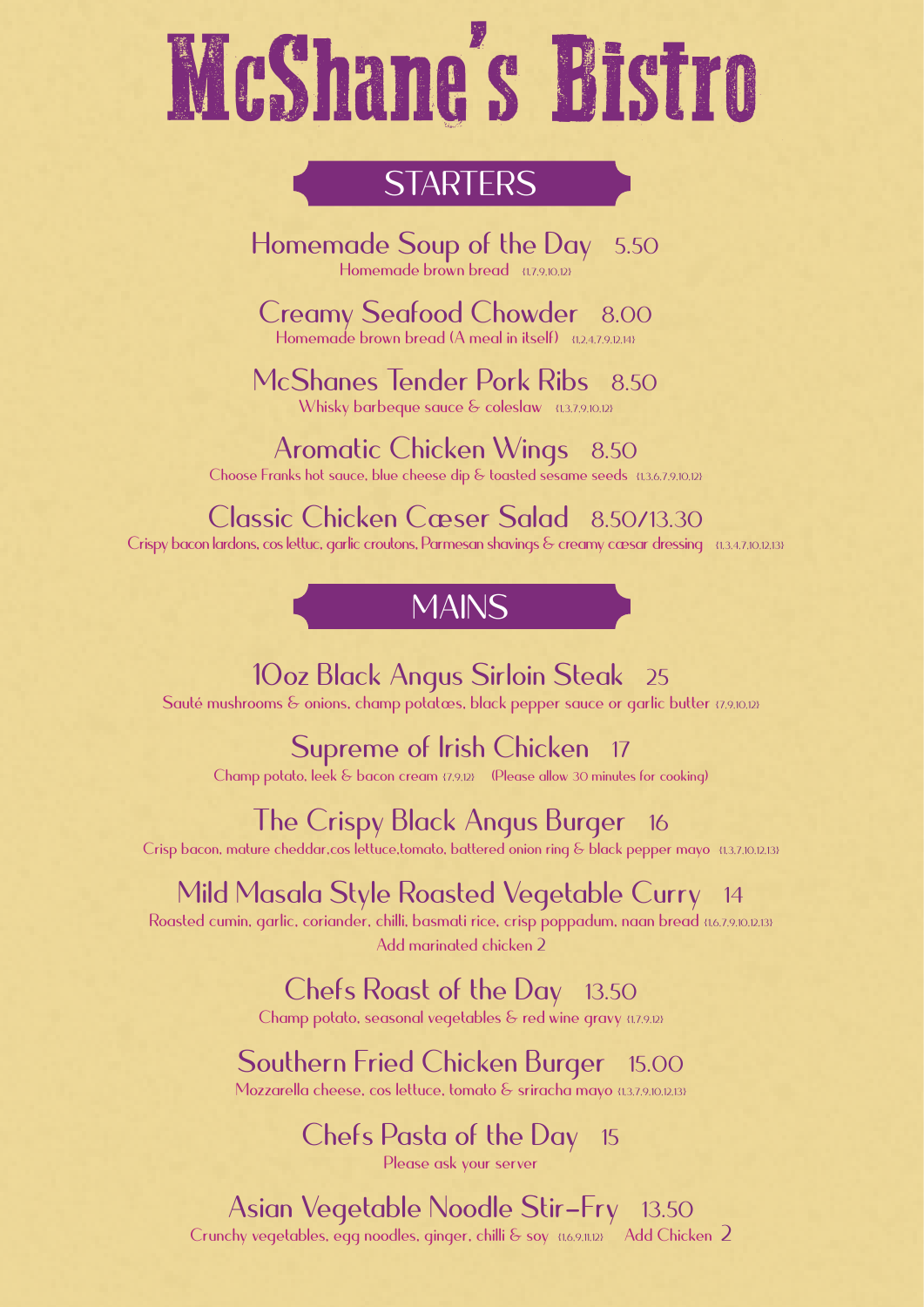# McShane's Bistro

## STARTERS

**Homemade Soup of the Day** 5.50
Homemade brown bread {1.7.9.10.12}

**Creamy Seafood Chowder** 8.00
Homemade brown bread (A meal in itself) {1.2.4.7.9.12.14}

**McShanes Tender Pork Ribs** 8.50
Whisky barbeque sauce & coleslaw {1.3.7.9.10.12}

**Aromatic Chicken Wings** 8.50
Choose Franks hot sauce, blue cheese dip & toasted sesame seeds {1.3.6.7.9.10.12}

**Classic Chicken Cæser Salad** 8.50/13.30
Crispy bacon lardons, cos lettuc, garlic croutons, Parmesan shavings & creamy cæsar dressing {1.3.4.7.10.12.13}

## MAINS

**10oz Black Angus Sirloin Steak** 25
Sauté mushrooms & onions, champ potatœs, black pepper sauce or garlic butter {7.9.10.12}

**Supreme of Irish Chicken** 17
Champ potato, leek & bacon cream {7.9.12} (Please allow 30 minutes for cooking)

**The Crispy Black Angus Burger** 16
Crisp bacon, mature cheddar,cos lettuce,tomato, battered onion ring & black pepper mayo {1.3.7.10.12.13}

**Mild Masala Style Roasted Vegetable Curry** 14
Roasted cumin, garlic, coriander, chilli, basmati rice, crisp poppadum, naan bread {1.6.7.9.10.12.13}
Add marinated chicken 2

**Chefs Roast of the Day** 13.50
Champ potato, seasonal vegetables & red wine gravy {1.7.9.12}

**Southern Fried Chicken Burger** 15.00
Mozzarella cheese, cos lettuce, tomato & sriracha mayo {1.3.7.9.10.12.13}

**Chefs Pasta of the Day** 15
Please ask your server

**Asian Vegetable Noodle Stir-Fry** 13.50
Crunchy vegetables, egg noodles, ginger, chilli & soy {1.6.9.11.12} Add Chicken 2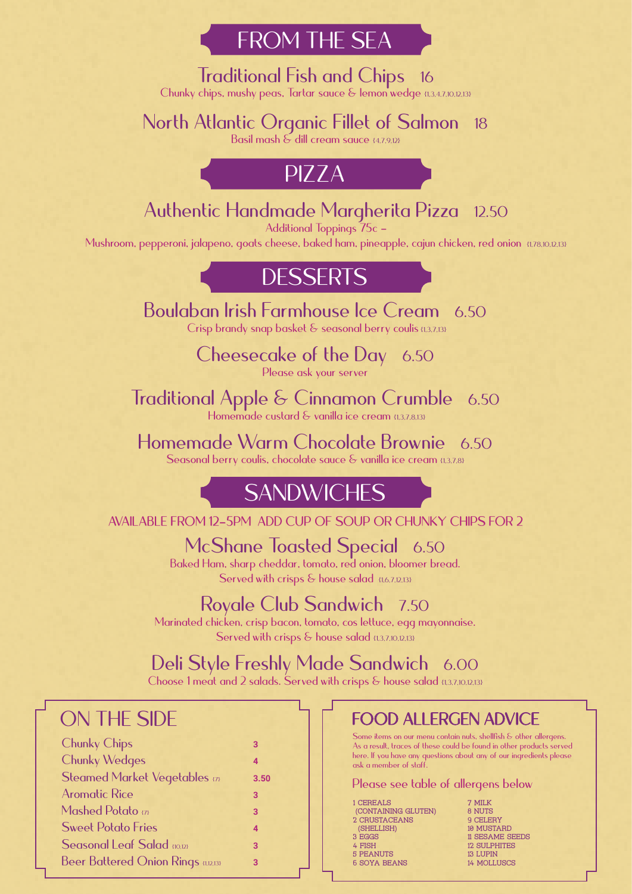## FROM THE SEA

### Traditional Fish and Chips 16

Chunky chips, mushy peas, Tartar sauce & lemon wedge (1,3,4,7,10,12,13)

### North Atlantic Organic Fillet of Salmon 18

Basil mash & dill cream sauce (4,7,9,12)

## PIZZA

### Authentic Handmade Margherita Pizza 12.50

Additional Toppings 75c –

Mushroom, pepperoni, jalapeno, goats cheese, baked ham, pineapple, cajun chicken, red onion (1,7,8,10,12,13)

## DESSERTS

### Boulaban Irish Farmhouse Ice Cream 6.50

Crisp brandy snap basket & seasonal berry coulis (1,3,7,13)

### Cheesecake of the Day 6.50

Please ask your server

### Traditional Apple & Cinnamon Crumble 6.50

Homemade custard & vanilla ice cream (1,3,7,8,13)

### Homemade Warm Chocolate Brownie 6.50

Seasonal berry coulis, chocolate sauce & vanilla ice cream (1,3,7,8)

## SANDWICHES

AVAILABLE FROM 12-5PM ADD CUP OF SOUP OR CHUNKY CHIPS FOR 2

### McShane Toasted Special 6.50

Baked Ham, sharp cheddar, tomato, red onion, bloomer bread.
Served with crisps & house salad (1,6,7,12,13)

### Royale Club Sandwich 7.50

Marinated chicken, crisp bacon, tomato, cos lettuce, egg mayonnaise.
Served with crisps & house salad (1,3,7,10,12,13)

### Deli Style Freshly Made Sandwich 6.00

Choose 1 meat and 2 salads. Served with crisps & house salad (1,3,7,10,12,13)

## ON THE SIDE

| | |
|---|---|
| Chunky Chips | 3 |
| Chunky Wedges | 4 |
| Steamed Market Vegetables (7) | 3.50 |
| Aromatic Rice | 3 |
| Mashed Potato (7) | 3 |
| Sweet Potato Fries | 4 |
| Seasonal Leaf Salad (10,12) | 3 |
| Beer Battered Onion Rings (1,12,13) | 3 |

## FOOD ALLERGEN ADVICE

Some items on our menu contain nuts, shellfish & other allergens. As a result, traces of these could be found in other products served here. If you have any questions about any of our ingredients please ask a member of staff.

### Please see table of allergens below

| | |
|---|---|
| 1 CEREALS (CONTAINING GLUTEN) | 7 MILK |
| 2 CRUSTACEANS (SHELLFISH) | 8 NUTS |
| 3 EGGS | 9 CELERY |
| 4 FISH | 10 MUSTARD |
| 5 PEANUTS | 11 SESAME SEEDS |
| 6 SOYA BEANS | 12 SULPHITES |
| | 13 LUPIN |
| | 14 MOLLUSCS |